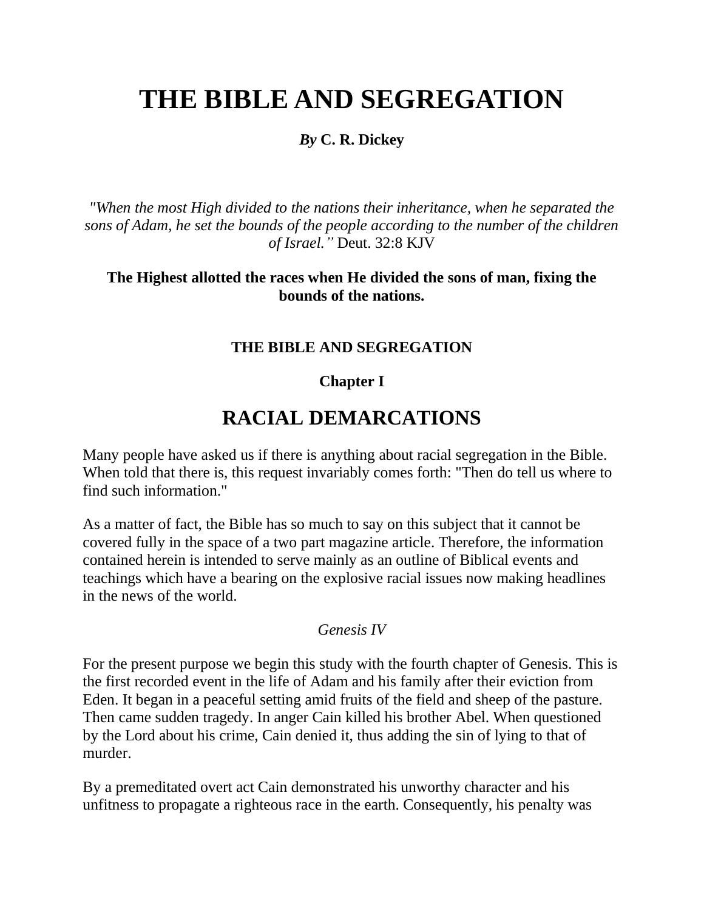# THE BIBLE AND SEGREGATION

***By* C. R. Dickey**

*"When the most High divided to the nations their inheritance, when he separated the sons of Adam, he set the bounds of the people according to the number of the children of Israel."* Deut. 32:8 KJV

**The Highest allotted the races when He divided the sons of man, fixing the bounds of the nations.**

### THE BIBLE AND SEGREGATION

### Chapter I

## RACIAL DEMARCATIONS

Many people have asked us if there is anything about racial segregation in the Bible. When told that there is, this request invariably comes forth: "Then do tell us where to find such information."

As a matter of fact, the Bible has so much to say on this subject that it cannot be covered fully in the space of a two part magazine article. Therefore, the information contained herein is intended to serve mainly as an outline of Biblical events and teachings which have a bearing on the explosive racial issues now making headlines in the news of the world.

*Genesis IV*

For the present purpose we begin this study with the fourth chapter of Genesis. This is the first recorded event in the life of Adam and his family after their eviction from Eden. It began in a peaceful setting amid fruits of the field and sheep of the pasture. Then came sudden tragedy. In anger Cain killed his brother Abel. When questioned by the Lord about his crime, Cain denied it, thus adding the sin of lying to that of murder.

By a premeditated overt act Cain demonstrated his unworthy character and his unfitness to propagate a righteous race in the earth. Consequently, his penalty was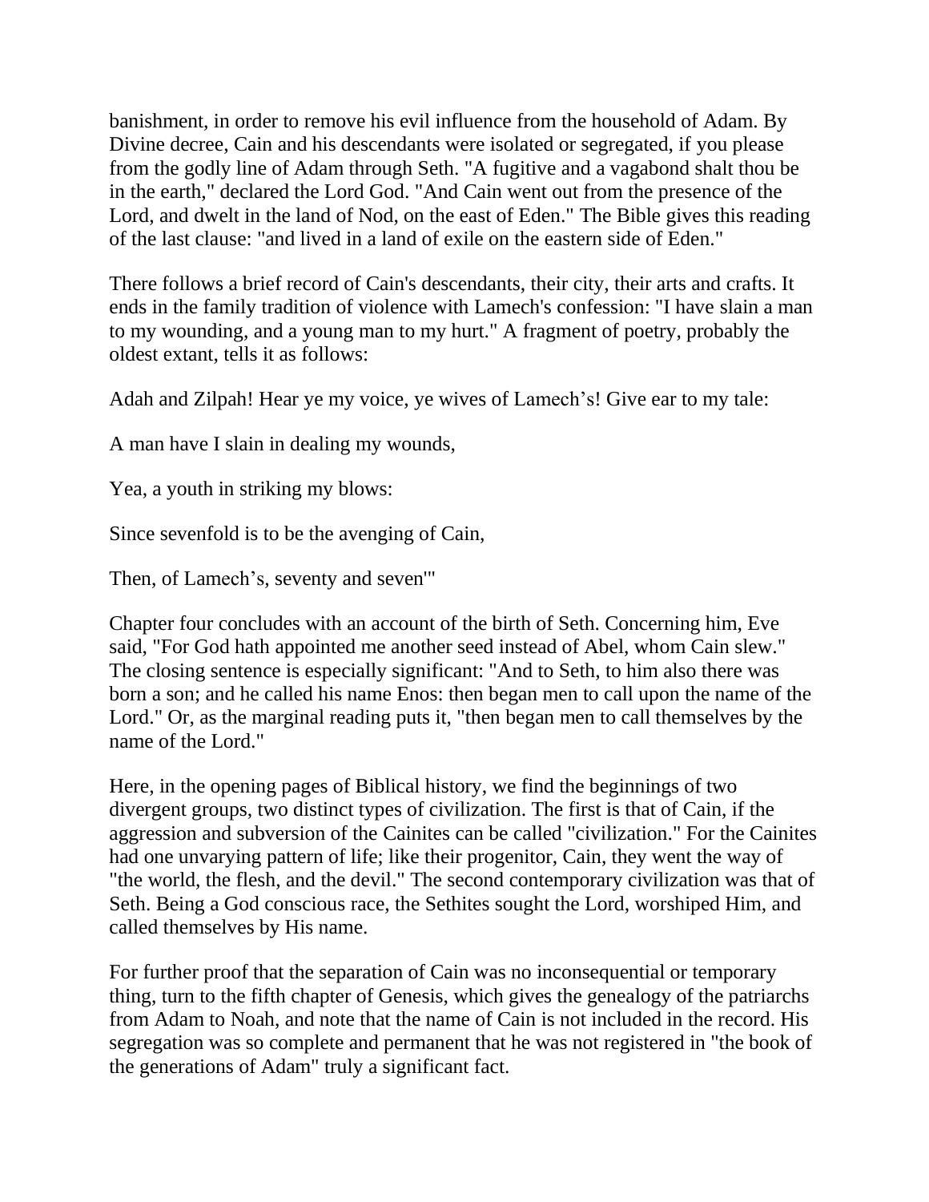banishment, in order to remove his evil influence from the household of Adam. By Divine decree, Cain and his descendants were isolated or segregated, if you please from the godly line of Adam through Seth. "A fugitive and a vagabond shalt thou be in the earth," declared the Lord God. "And Cain went out from the presence of the Lord, and dwelt in the land of Nod, on the east of Eden." The Bible gives this reading of the last clause: "and lived in a land of exile on the eastern side of Eden."

There follows a brief record of Cain's descendants, their city, their arts and crafts. It ends in the family tradition of violence with Lamech's confession: "I have slain a man to my wounding, and a young man to my hurt." A fragment of poetry, probably the oldest extant, tells it as follows:

Adah and Zilpah! Hear ye my voice, ye wives of Lamech's! Give ear to my tale:

A man have I slain in dealing my wounds,

Yea, a youth in striking my blows:

Since sevenfold is to be the avenging of Cain,

Then, of Lamech's, seventy and seven'"

Chapter four concludes with an account of the birth of Seth. Concerning him, Eve said, "For God hath appointed me another seed instead of Abel, whom Cain slew." The closing sentence is especially significant: "And to Seth, to him also there was born a son; and he called his name Enos: then began men to call upon the name of the Lord." Or, as the marginal reading puts it, "then began men to call themselves by the name of the Lord."

Here, in the opening pages of Biblical history, we find the beginnings of two divergent groups, two distinct types of civilization. The first is that of Cain, if the aggression and subversion of the Cainites can be called "civilization." For the Cainites had one unvarying pattern of life; like their progenitor, Cain, they went the way of "the world, the flesh, and the devil." The second contemporary civilization was that of Seth. Being a God conscious race, the Sethites sought the Lord, worshiped Him, and called themselves by His name.

For further proof that the separation of Cain was no inconsequential or temporary thing, turn to the fifth chapter of Genesis, which gives the genealogy of the patriarchs from Adam to Noah, and note that the name of Cain is not included in the record. His segregation was so complete and permanent that he was not registered in "the book of the generations of Adam" truly a significant fact.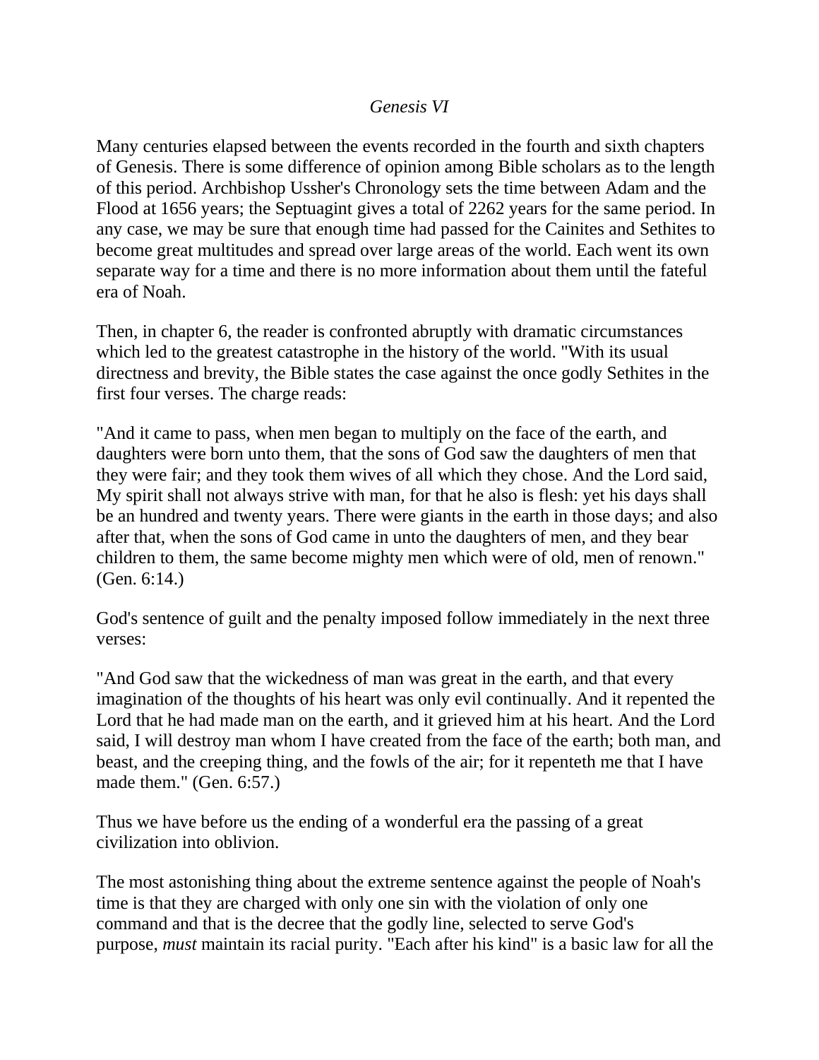*Genesis VI*

Many centuries elapsed between the events recorded in the fourth and sixth chapters of Genesis. There is some difference of opinion among Bible scholars as to the length of this period. Archbishop Ussher's Chronology sets the time between Adam and the Flood at 1656 years; the Septuagint gives a total of 2262 years for the same period. In any case, we may be sure that enough time had passed for the Cainites and Sethites to become great multitudes and spread over large areas of the world. Each went its own separate way for a time and there is no more information about them until the fateful era of Noah.

Then, in chapter 6, the reader is confronted abruptly with dramatic circumstances which led to the greatest catastrophe in the history of the world. "With its usual directness and brevity, the Bible states the case against the once godly Sethites in the first four verses. The charge reads:

"And it came to pass, when men began to multiply on the face of the earth, and daughters were born unto them, that the sons of God saw the daughters of men that they were fair; and they took them wives of all which they chose. And the Lord said, My spirit shall not always strive with man, for that he also is flesh: yet his days shall be an hundred and twenty years. There were giants in the earth in those days; and also after that, when the sons of God came in unto the daughters of men, and they bear children to them, the same become mighty men which were of old, men of renown." (Gen. 6:14.)

God's sentence of guilt and the penalty imposed follow immediately in the next three verses:

"And God saw that the wickedness of man was great in the earth, and that every imagination of the thoughts of his heart was only evil continually. And it repented the Lord that he had made man on the earth, and it grieved him at his heart. And the Lord said, I will destroy man whom I have created from the face of the earth; both man, and beast, and the creeping thing, and the fowls of the air; for it repenteth me that I have made them." (Gen. 6:57.)

Thus we have before us the ending of a wonderful era the passing of a great civilization into oblivion.

The most astonishing thing about the extreme sentence against the people of Noah's time is that they are charged with only one sin with the violation of only one command and that is the decree that the godly line, selected to serve God's purpose, *must* maintain its racial purity. "Each after his kind" is a basic law for all the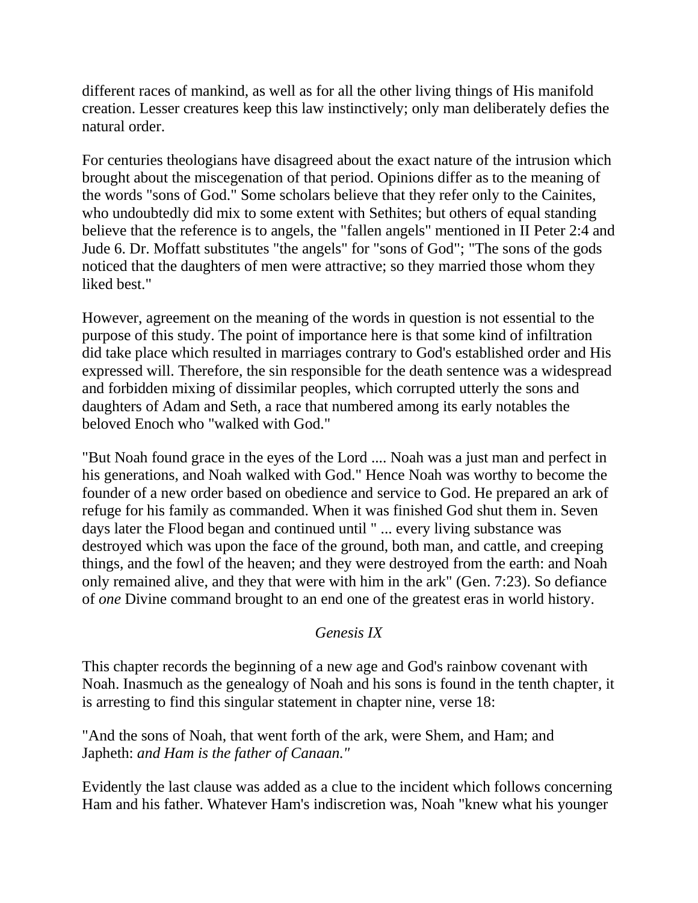different races of mankind, as well as for all the other living things of His manifold creation. Lesser creatures keep this law instinctively; only man deliberately defies the natural order.

For centuries theologians have disagreed about the exact nature of the intrusion which brought about the miscegenation of that period. Opinions differ as to the meaning of the words "sons of God." Some scholars believe that they refer only to the Cainites, who undoubtedly did mix to some extent with Sethites; but others of equal standing believe that the reference is to angels, the "fallen angels" mentioned in II Peter 2:4 and Jude 6. Dr. Moffatt substitutes "the angels" for "sons of God"; "The sons of the gods noticed that the daughters of men were attractive; so they married those whom they liked best."

However, agreement on the meaning of the words in question is not essential to the purpose of this study. The point of importance here is that some kind of infiltration did take place which resulted in marriages contrary to God's established order and His expressed will. Therefore, the sin responsible for the death sentence was a widespread and forbidden mixing of dissimilar peoples, which corrupted utterly the sons and daughters of Adam and Seth, a race that numbered among its early notables the beloved Enoch who "walked with God."

"But Noah found grace in the eyes of the Lord .... Noah was a just man and perfect in his generations, and Noah walked with God." Hence Noah was worthy to become the founder of a new order based on obedience and service to God. He prepared an ark of refuge for his family as commanded. When it was finished God shut them in. Seven days later the Flood began and continued until " ... every living substance was destroyed which was upon the face of the ground, both man, and cattle, and creeping things, and the fowl of the heaven; and they were destroyed from the earth: and Noah only remained alive, and they that were with him in the ark" (Gen. 7:23). So defiance of *one* Divine command brought to an end one of the greatest eras in world history.

### *Genesis IX*

This chapter records the beginning of a new age and God's rainbow covenant with Noah. Inasmuch as the genealogy of Noah and his sons is found in the tenth chapter, it is arresting to find this singular statement in chapter nine, verse 18:

"And the sons of Noah, that went forth of the ark, were Shem, and Ham; and Japheth: *and Ham is the father of Canaan."*

Evidently the last clause was added as a clue to the incident which follows concerning Ham and his father. Whatever Ham's indiscretion was, Noah "knew what his younger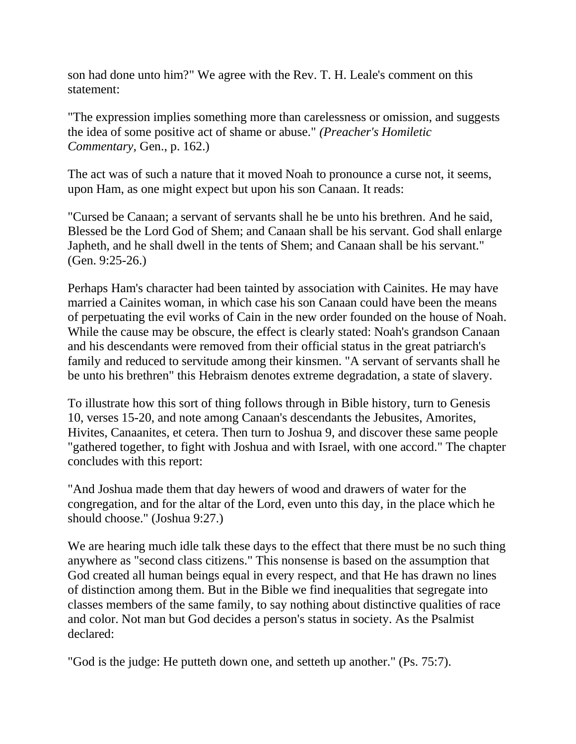son had done unto him?" We agree with the Rev. T. H. Leale's comment on this statement:

"The expression implies something more than carelessness or omission, and suggests the idea of some positive act of shame or abuse." *(Preacher's Homiletic Commentary,* Gen., p. 162.)

The act was of such a nature that it moved Noah to pronounce a curse not, it seems, upon Ham, as one might expect but upon his son Canaan. It reads:

"Cursed be Canaan; a servant of servants shall he be unto his brethren. And he said, Blessed be the Lord God of Shem; and Canaan shall be his servant. God shall enlarge Japheth, and he shall dwell in the tents of Shem; and Canaan shall be his servant." (Gen. 9:25-26.)

Perhaps Ham's character had been tainted by association with Cainites. He may have married a Cainites woman, in which case his son Canaan could have been the means of perpetuating the evil works of Cain in the new order founded on the house of Noah. While the cause may be obscure, the effect is clearly stated: Noah's grandson Canaan and his descendants were removed from their official status in the great patriarch's family and reduced to servitude among their kinsmen. "A servant of servants shall he be unto his brethren" this Hebraism denotes extreme degradation, a state of slavery.

To illustrate how this sort of thing follows through in Bible history, turn to Genesis 10, verses 15-20, and note among Canaan's descendants the Jebusites, Amorites, Hivites, Canaanites, et cetera. Then turn to Joshua 9, and discover these same people "gathered together, to fight with Joshua and with Israel, with one accord." The chapter concludes with this report:

"And Joshua made them that day hewers of wood and drawers of water for the congregation, and for the altar of the Lord, even unto this day, in the place which he should choose." (Joshua 9:27.)

We are hearing much idle talk these days to the effect that there must be no such thing anywhere as "second class citizens." This nonsense is based on the assumption that God created all human beings equal in every respect, and that He has drawn no lines of distinction among them. But in the Bible we find inequalities that segregate into classes members of the same family, to say nothing about distinctive qualities of race and color. Not man but God decides a person's status in society. As the Psalmist declared:

"God is the judge: He putteth down one, and setteth up another." (Ps. 75:7).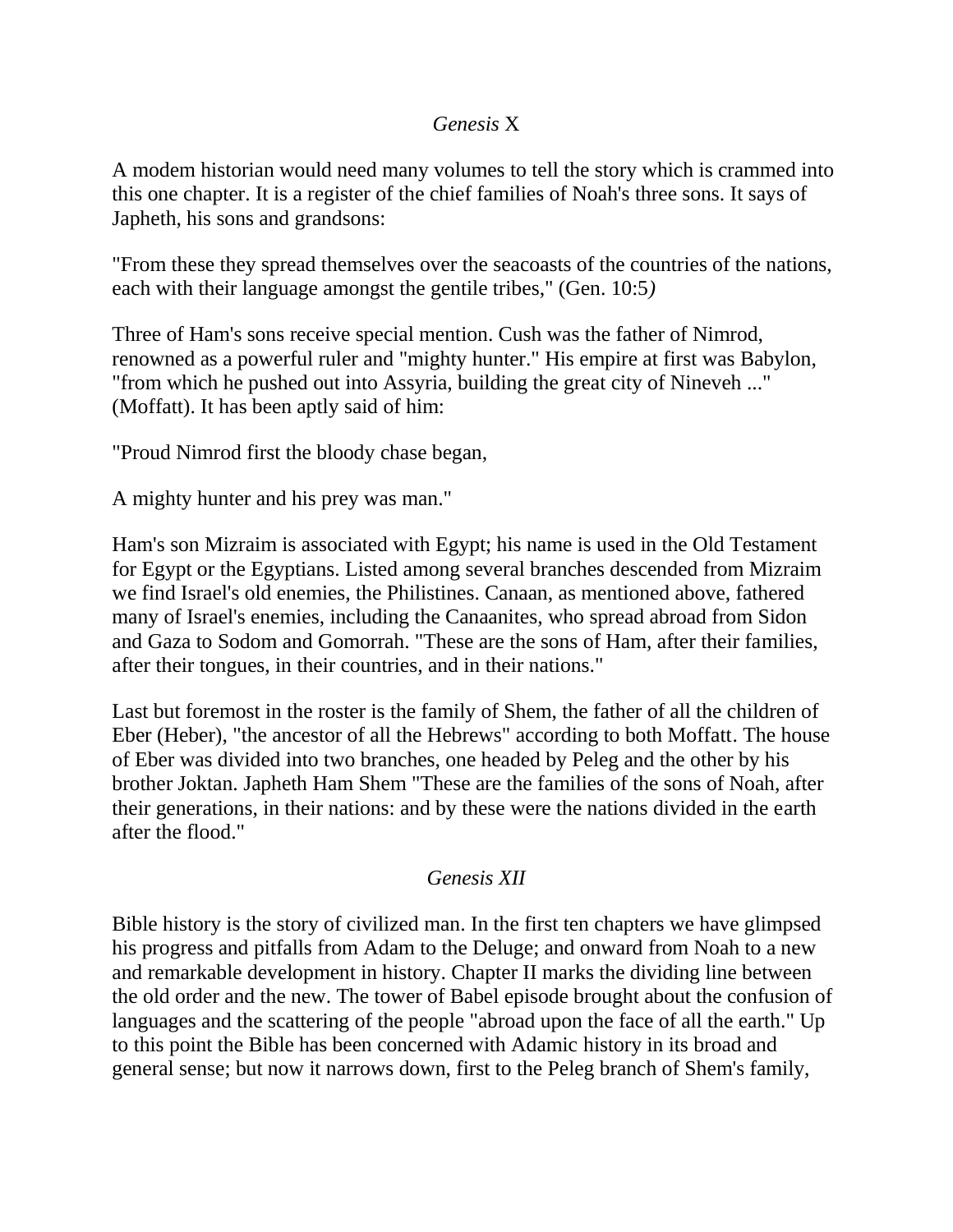*Genesis* X

A modem historian would need many volumes to tell the story which is crammed into this one chapter. It is a register of the chief families of Noah's three sons. It says of Japheth, his sons and grandsons:

"From these they spread themselves over the seacoasts of the countries of the nations, each with their language amongst the gentile tribes," (Gen. 10:5*)*

Three of Ham's sons receive special mention. Cush was the father of Nimrod, renowned as a powerful ruler and "mighty hunter." His empire at first was Babylon, "from which he pushed out into Assyria, building the great city of Nineveh ..." (Moffatt). It has been aptly said of him:

"Proud Nimrod first the bloody chase began,

A mighty hunter and his prey was man."

Ham's son Mizraim is associated with Egypt; his name is used in the Old Testament for Egypt or the Egyptians. Listed among several branches descended from Mizraim we find Israel's old enemies, the Philistines. Canaan, as mentioned above, fathered many of Israel's enemies, including the Canaanites, who spread abroad from Sidon and Gaza to Sodom and Gomorrah. "These are the sons of Ham, after their families, after their tongues, in their countries, and in their nations."

Last but foremost in the roster is the family of Shem, the father of all the children of Eber (Heber), "the ancestor of all the Hebrews" according to both Moffatt. The house of Eber was divided into two branches, one headed by Peleg and the other by his brother Joktan. Japheth Ham Shem "These are the families of the sons of Noah, after their generations, in their nations: and by these were the nations divided in the earth after the flood."

*Genesis XII*

Bible history is the story of civilized man. In the first ten chapters we have glimpsed his progress and pitfalls from Adam to the Deluge; and onward from Noah to a new and remarkable development in history. Chapter II marks the dividing line between the old order and the new. The tower of Babel episode brought about the confusion of languages and the scattering of the people "abroad upon the face of all the earth." Up to this point the Bible has been concerned with Adamic history in its broad and general sense; but now it narrows down, first to the Peleg branch of Shem's family,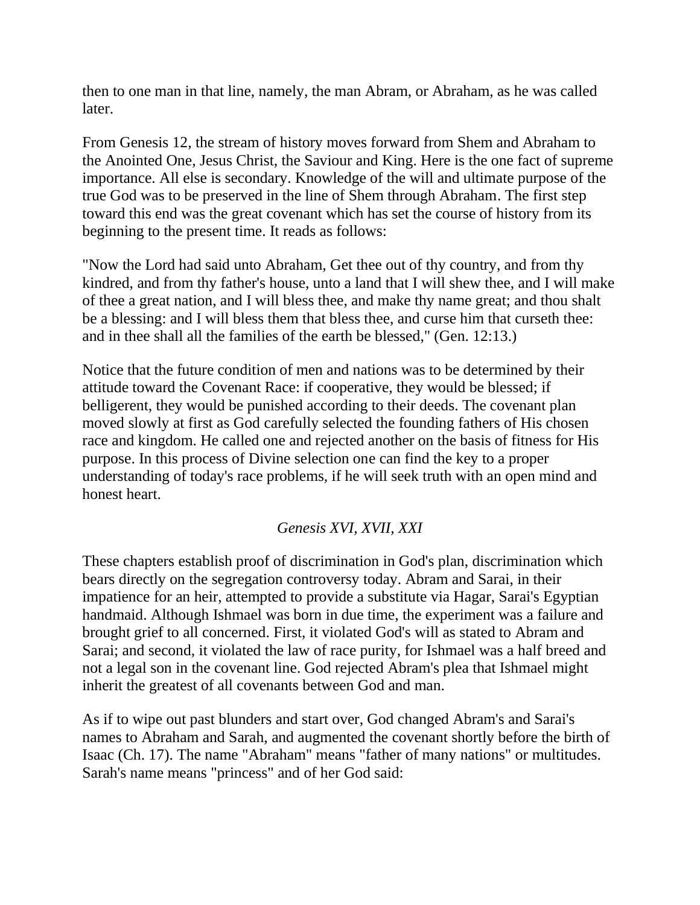then to one man in that line, namely, the man Abram, or Abraham, as he was called later.

From Genesis 12, the stream of history moves forward from Shem and Abraham to the Anointed One, Jesus Christ, the Saviour and King. Here is the one fact of supreme importance. All else is secondary. Knowledge of the will and ultimate purpose of the true God was to be preserved in the line of Shem through Abraham. The first step toward this end was the great covenant which has set the course of history from its beginning to the present time. It reads as follows:

"Now the Lord had said unto Abraham, Get thee out of thy country, and from thy kindred, and from thy father's house, unto a land that I will shew thee, and I will make of thee a great nation, and I will bless thee, and make thy name great; and thou shalt be a blessing: and I will bless them that bless thee, and curse him that curseth thee: and in thee shall all the families of the earth be blessed," (Gen. 12:13.)

Notice that the future condition of men and nations was to be determined by their attitude toward the Covenant Race: if cooperative, they would be blessed; if belligerent, they would be punished according to their deeds. The covenant plan moved slowly at first as God carefully selected the founding fathers of His chosen race and kingdom. He called one and rejected another on the basis of fitness for His purpose. In this process of Divine selection one can find the key to a proper understanding of today's race problems, if he will seek truth with an open mind and honest heart.

*Genesis XVI, XVII, XXI*

These chapters establish proof of discrimination in God's plan, discrimination which bears directly on the segregation controversy today. Abram and Sarai, in their impatience for an heir, attempted to provide a substitute via Hagar, Sarai's Egyptian handmaid. Although Ishmael was born in due time, the experiment was a failure and brought grief to all concerned. First, it violated God's will as stated to Abram and Sarai; and second, it violated the law of race purity, for Ishmael was a half breed and not a legal son in the covenant line. God rejected Abram's plea that Ishmael might inherit the greatest of all covenants between God and man.

As if to wipe out past blunders and start over, God changed Abram's and Sarai's names to Abraham and Sarah, and augmented the covenant shortly before the birth of Isaac (Ch. 17). The name "Abraham" means "father of many nations" or multitudes. Sarah's name means "princess" and of her God said: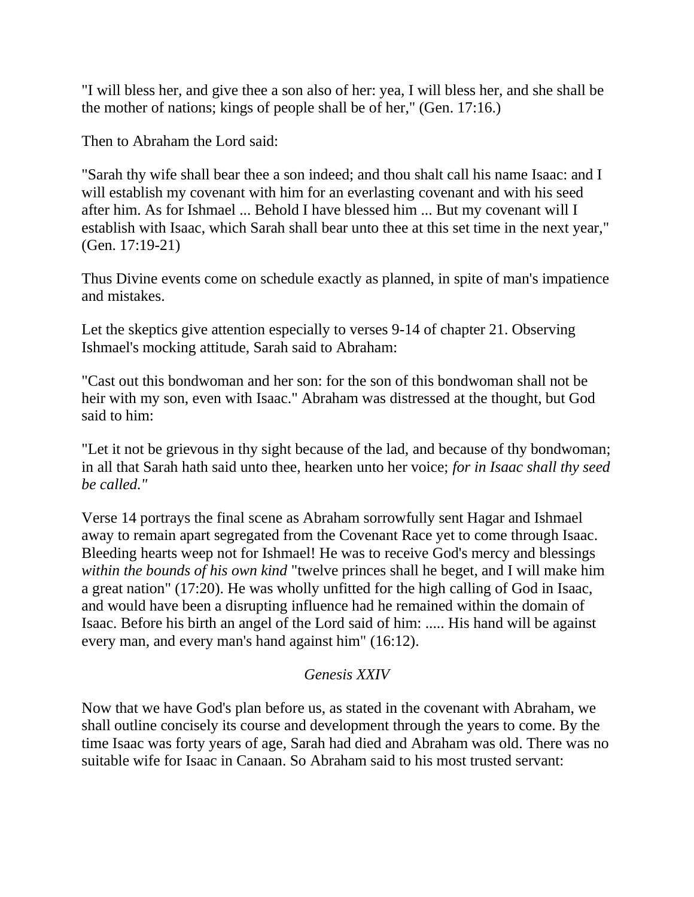"I will bless her, and give thee a son also of her: yea, I will bless her, and she shall be the mother of nations; kings of people shall be of her," (Gen. 17:16.)

Then to Abraham the Lord said:

"Sarah thy wife shall bear thee a son indeed; and thou shalt call his name Isaac: and I will establish my covenant with him for an everlasting covenant and with his seed after him. As for Ishmael ... Behold I have blessed him ... But my covenant will I establish with Isaac, which Sarah shall bear unto thee at this set time in the next year," (Gen. 17:19-21)

Thus Divine events come on schedule exactly as planned, in spite of man's impatience and mistakes.

Let the skeptics give attention especially to verses 9-14 of chapter 21. Observing Ishmael's mocking attitude, Sarah said to Abraham:

"Cast out this bondwoman and her son: for the son of this bondwoman shall not be heir with my son, even with Isaac." Abraham was distressed at the thought, but God said to him:

"Let it not be grievous in thy sight because of the lad, and because of thy bondwoman; in all that Sarah hath said unto thee, hearken unto her voice; *for in Isaac shall thy seed be called."*

Verse 14 portrays the final scene as Abraham sorrowfully sent Hagar and Ishmael away to remain apart segregated from the Covenant Race yet to come through Isaac. Bleeding hearts weep not for Ishmael! He was to receive God's mercy and blessings *within the bounds of his own kind* "twelve princes shall he beget, and I will make him a great nation" (17:20). He was wholly unfitted for the high calling of God in Isaac, and would have been a disrupting influence had he remained within the domain of Isaac. Before his birth an angel of the Lord said of him: ..... His hand will be against every man, and every man's hand against him" (16:12).

## *Genesis XXIV*

Now that we have God's plan before us, as stated in the covenant with Abraham, we shall outline concisely its course and development through the years to come. By the time Isaac was forty years of age, Sarah had died and Abraham was old. There was no suitable wife for Isaac in Canaan. So Abraham said to his most trusted servant: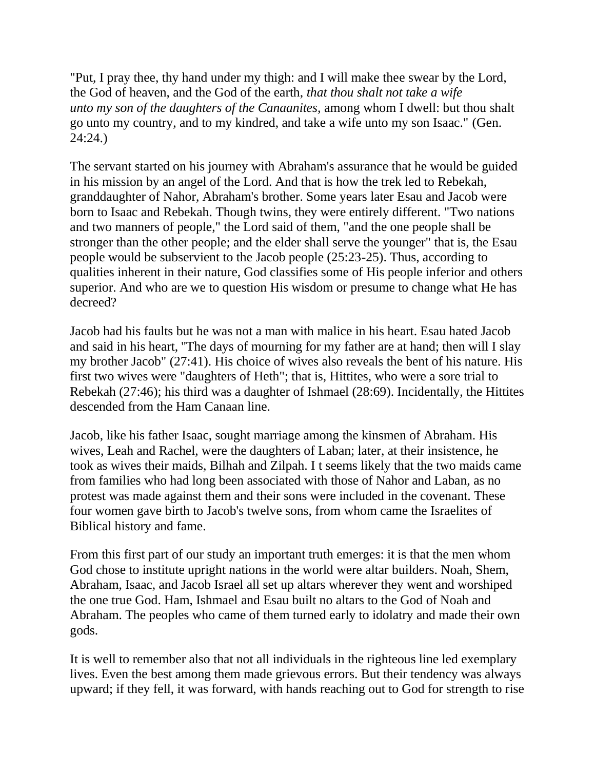"Put, I pray thee, thy hand under my thigh: and I will make thee swear by the Lord, the God of heaven, and the God of the earth, *that thou shalt not take a wife unto my son of the daughters of the Canaanites,* among whom I dwell: but thou shalt go unto my country, and to my kindred, and take a wife unto my son Isaac." (Gen. 24:24.)

The servant started on his journey with Abraham's assurance that he would be guided in his mission by an angel of the Lord. And that is how the trek led to Rebekah, granddaughter of Nahor, Abraham's brother. Some years later Esau and Jacob were born to Isaac and Rebekah. Though twins, they were entirely different. "Two nations and two manners of people," the Lord said of them, "and the one people shall be stronger than the other people; and the elder shall serve the younger" that is, the Esau people would be subservient to the Jacob people (25:23-25). Thus, according to qualities inherent in their nature, God classifies some of His people inferior and others superior. And who are we to question His wisdom or presume to change what He has decreed?

Jacob had his faults but he was not a man with malice in his heart. Esau hated Jacob and said in his heart, "The days of mourning for my father are at hand; then will I slay my brother Jacob" (27:41). His choice of wives also reveals the bent of his nature. His first two wives were "daughters of Heth"; that is, Hittites, who were a sore trial to Rebekah (27:46); his third was a daughter of Ishmael (28:69). Incidentally, the Hittites descended from the Ham Canaan line.

Jacob, like his father Isaac, sought marriage among the kinsmen of Abraham. His wives, Leah and Rachel, were the daughters of Laban; later, at their insistence, he took as wives their maids, Bilhah and Zilpah. I t seems likely that the two maids came from families who had long been associated with those of Nahor and Laban, as no protest was made against them and their sons were included in the covenant. These four women gave birth to Jacob's twelve sons, from whom came the Israelites of Biblical history and fame.

From this first part of our study an important truth emerges: it is that the men whom God chose to institute upright nations in the world were altar builders. Noah, Shem, Abraham, Isaac, and Jacob Israel all set up altars wherever they went and worshiped the one true God. Ham, Ishmael and Esau built no altars to the God of Noah and Abraham. The peoples who came of them turned early to idolatry and made their own gods.

It is well to remember also that not all individuals in the righteous line led exemplary lives. Even the best among them made grievous errors. But their tendency was always upward; if they fell, it was forward, with hands reaching out to God for strength to rise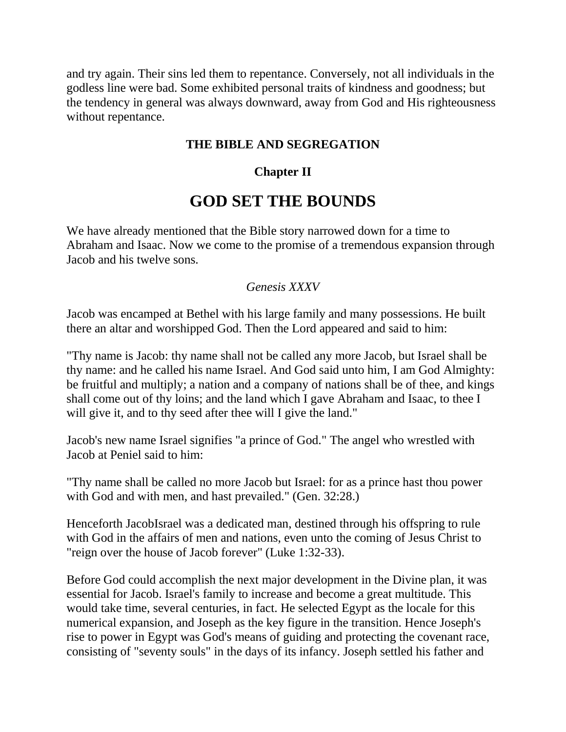and try again. Their sins led them to repentance. Conversely, not all individuals in the godless line were bad. Some exhibited personal traits of kindness and goodness; but the tendency in general was always downward, away from God and His righteousness without repentance.

**THE BIBLE AND SEGREGATION**

**Chapter II**

# GOD SET THE BOUNDS

We have already mentioned that the Bible story narrowed down for a time to Abraham and Isaac. Now we come to the promise of a tremendous expansion through Jacob and his twelve sons.

*Genesis XXXV*

Jacob was encamped at Bethel with his large family and many possessions. He built there an altar and worshipped God. Then the Lord appeared and said to him:

"Thy name is Jacob: thy name shall not be called any more Jacob, but Israel shall be thy name: and he called his name Israel. And God said unto him, I am God Almighty: be fruitful and multiply; a nation and a company of nations shall be of thee, and kings shall come out of thy loins; and the land which I gave Abraham and Isaac, to thee I will give it, and to thy seed after thee will I give the land."

Jacob's new name Israel signifies "a prince of God." The angel who wrestled with Jacob at Peniel said to him:

"Thy name shall be called no more Jacob but Israel: for as a prince hast thou power with God and with men, and hast prevailed." (Gen. 32:28.)

Henceforth JacobIsrael was a dedicated man, destined through his offspring to rule with God in the affairs of men and nations, even unto the coming of Jesus Christ to "reign over the house of Jacob forever" (Luke 1:32-33).

Before God could accomplish the next major development in the Divine plan, it was essential for Jacob. Israel's family to increase and become a great multitude. This would take time, several centuries, in fact. He selected Egypt as the locale for this numerical expansion, and Joseph as the key figure in the transition. Hence Joseph's rise to power in Egypt was God's means of guiding and protecting the covenant race, consisting of "seventy souls" in the days of its infancy. Joseph settled his father and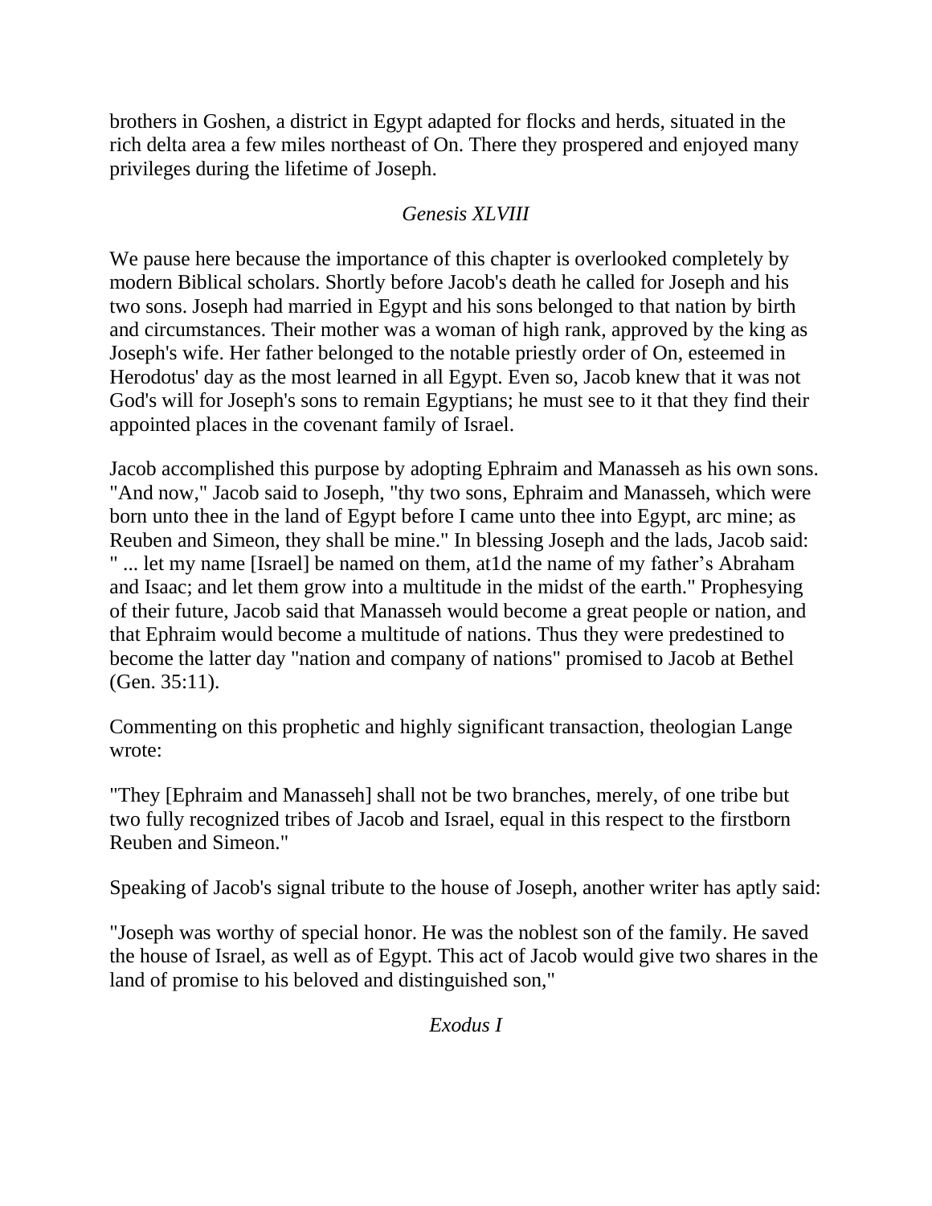brothers in Goshen, a district in Egypt adapted for flocks and herds, situated in the rich delta area a few miles northeast of On. There they prospered and enjoyed many privileges during the lifetime of Joseph.

## *Genesis XLVIII*

We pause here because the importance of this chapter is overlooked completely by modern Biblical scholars. Shortly before Jacob's death he called for Joseph and his two sons. Joseph had married in Egypt and his sons belonged to that nation by birth and circumstances. Their mother was a woman of high rank, approved by the king as Joseph's wife. Her father belonged to the notable priestly order of On, esteemed in Herodotus' day as the most learned in all Egypt. Even so, Jacob knew that it was not God's will for Joseph's sons to remain Egyptians; he must see to it that they find their appointed places in the covenant family of Israel.

Jacob accomplished this purpose by adopting Ephraim and Manasseh as his own sons. "And now," Jacob said to Joseph, "thy two sons, Ephraim and Manasseh, which were born unto thee in the land of Egypt before I came unto thee into Egypt, arc mine; as Reuben and Simeon, they shall be mine." In blessing Joseph and the lads, Jacob said: " ... let my name [Israel] be named on them, at1d the name of my father's Abraham and Isaac; and let them grow into a multitude in the midst of the earth." Prophesying of their future, Jacob said that Manasseh would become a great people or nation, and that Ephraim would become a multitude of nations. Thus they were predestined to become the latter day "nation and company of nations" promised to Jacob at Bethel (Gen. 35:11).

Commenting on this prophetic and highly significant transaction, theologian Lange wrote:

"They [Ephraim and Manasseh] shall not be two branches, merely, of one tribe but two fully recognized tribes of Jacob and Israel, equal in this respect to the firstborn Reuben and Simeon."

Speaking of Jacob's signal tribute to the house of Joseph, another writer has aptly said:

"Joseph was worthy of special honor. He was the noblest son of the family. He saved the house of Israel, as well as of Egypt. This act of Jacob would give two shares in the land of promise to his beloved and distinguished son,"

## *Exodus I*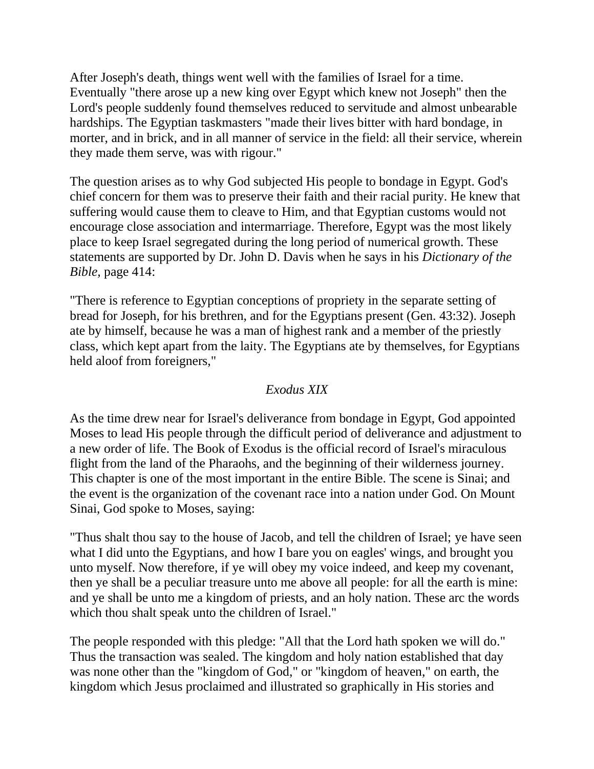After Joseph's death, things went well with the families of Israel for a time. Eventually "there arose up a new king over Egypt which knew not Joseph" then the Lord's people suddenly found themselves reduced to servitude and almost unbearable hardships. The Egyptian taskmasters "made their lives bitter with hard bondage, in morter, and in brick, and in all manner of service in the field: all their service, wherein they made them serve, was with rigour."

The question arises as to why God subjected His people to bondage in Egypt. God's chief concern for them was to preserve their faith and their racial purity. He knew that suffering would cause them to cleave to Him, and that Egyptian customs would not encourage close association and intermarriage. Therefore, Egypt was the most likely place to keep Israel segregated during the long period of numerical growth. These statements are supported by Dr. John D. Davis when he says in his *Dictionary of the Bible,* page 414:

"There is reference to Egyptian conceptions of propriety in the separate setting of bread for Joseph, for his brethren, and for the Egyptians present (Gen. 43:32). Joseph ate by himself, because he was a man of highest rank and a member of the priestly class, which kept apart from the laity. The Egyptians ate by themselves, for Egyptians held aloof from foreigners,"

*Exodus XIX*

As the time drew near for Israel's deliverance from bondage in Egypt, God appointed Moses to lead His people through the difficult period of deliverance and adjustment to a new order of life. The Book of Exodus is the official record of Israel's miraculous flight from the land of the Pharaohs, and the beginning of their wilderness journey. This chapter is one of the most important in the entire Bible. The scene is Sinai; and the event is the organization of the covenant race into a nation under God. On Mount Sinai, God spoke to Moses, saying:

"Thus shalt thou say to the house of Jacob, and tell the children of Israel; ye have seen what I did unto the Egyptians, and how I bare you on eagles' wings, and brought you unto myself. Now therefore, if ye will obey my voice indeed, and keep my covenant, then ye shall be a peculiar treasure unto me above all people: for all the earth is mine: and ye shall be unto me a kingdom of priests, and an holy nation. These arc the words which thou shalt speak unto the children of Israel."

The people responded with this pledge: "All that the Lord hath spoken we will do." Thus the transaction was sealed. The kingdom and holy nation established that day was none other than the "kingdom of God," or "kingdom of heaven," on earth, the kingdom which Jesus proclaimed and illustrated so graphically in His stories and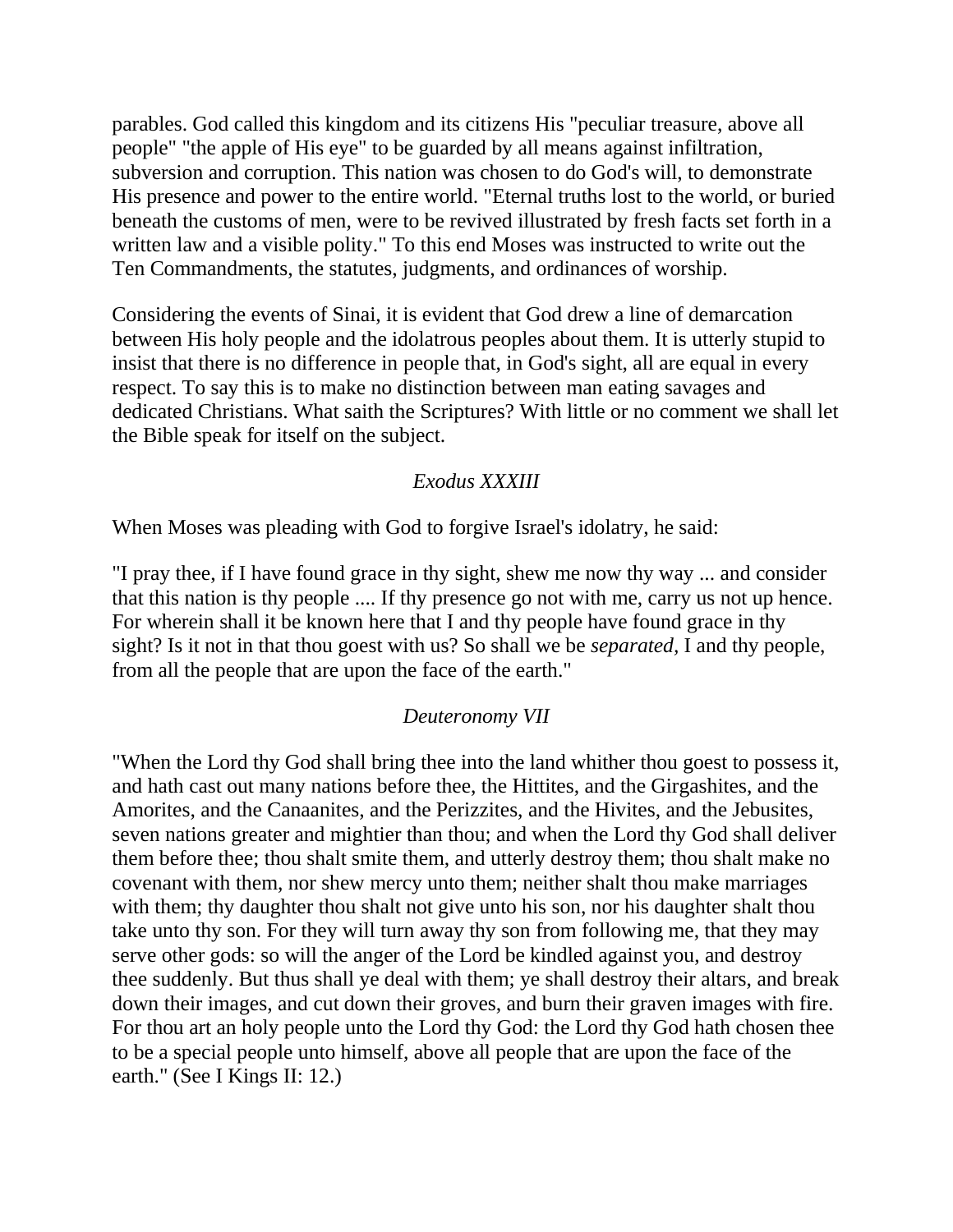parables. God called this kingdom and its citizens His "peculiar treasure, above all people" "the apple of His eye" to be guarded by all means against infiltration, subversion and corruption. This nation was chosen to do God's will, to demonstrate His presence and power to the entire world. "Eternal truths lost to the world, or buried beneath the customs of men, were to be revived illustrated by fresh facts set forth in a written law and a visible polity." To this end Moses was instructed to write out the Ten Commandments, the statutes, judgments, and ordinances of worship.

Considering the events of Sinai, it is evident that God drew a line of demarcation between His holy people and the idolatrous peoples about them. It is utterly stupid to insist that there is no difference in people that, in God's sight, all are equal in every respect. To say this is to make no distinction between man eating savages and dedicated Christians. What saith the Scriptures? With little or no comment we shall let the Bible speak for itself on the subject.

*Exodus XXXIII*

When Moses was pleading with God to forgive Israel's idolatry, he said:

"I pray thee, if I have found grace in thy sight, shew me now thy way ... and consider that this nation is thy people .... If thy presence go not with me, carry us not up hence. For wherein shall it be known here that I and thy people have found grace in thy sight? Is it not in that thou goest with us? So shall we be *separated,* I and thy people, from all the people that are upon the face of the earth."

*Deuteronomy VII*

"When the Lord thy God shall bring thee into the land whither thou goest to possess it, and hath cast out many nations before thee, the Hittites, and the Girgashites, and the Amorites, and the Canaanites, and the Perizzites, and the Hivites, and the Jebusites, seven nations greater and mightier than thou; and when the Lord thy God shall deliver them before thee; thou shalt smite them, and utterly destroy them; thou shalt make no covenant with them, nor shew mercy unto them; neither shalt thou make marriages with them; thy daughter thou shalt not give unto his son, nor his daughter shalt thou take unto thy son. For they will turn away thy son from following me, that they may serve other gods: so will the anger of the Lord be kindled against you, and destroy thee suddenly. But thus shall ye deal with them; ye shall destroy their altars, and break down their images, and cut down their groves, and burn their graven images with fire. For thou art an holy people unto the Lord thy God: the Lord thy God hath chosen thee to be a special people unto himself, above all people that are upon the face of the earth." (See I Kings II: 12.)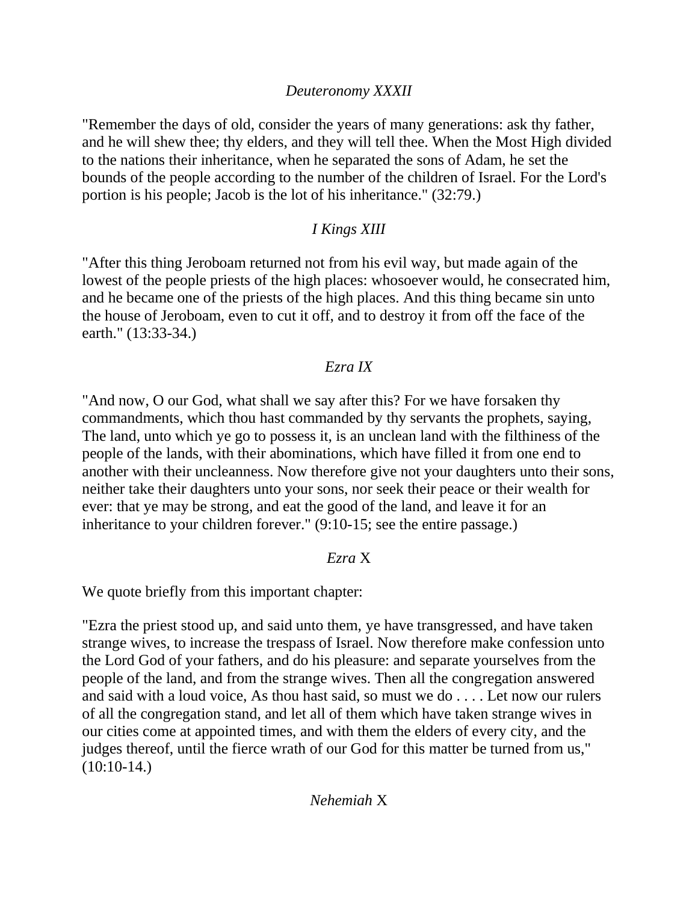*Deuteronomy XXXII*

"Remember the days of old, consider the years of many generations: ask thy father, and he will shew thee; thy elders, and they will tell thee. When the Most High divided to the nations their inheritance, when he separated the sons of Adam, he set the bounds of the people according to the number of the children of Israel. For the Lord's portion is his people; Jacob is the lot of his inheritance." (32:79.)

*I Kings XIII*

"After this thing Jeroboam returned not from his evil way, but made again of the lowest of the people priests of the high places: whosoever would, he consecrated him, and he became one of the priests of the high places. And this thing became sin unto the house of Jeroboam, even to cut it off, and to destroy it from off the face of the earth." (13:33-34.)

*Ezra IX*

"And now, O our God, what shall we say after this? For we have forsaken thy commandments, which thou hast commanded by thy servants the prophets, saying, The land, unto which ye go to possess it, is an unclean land with the filthiness of the people of the lands, with their abominations, which have filled it from one end to another with their uncleanness. Now therefore give not your daughters unto their sons, neither take their daughters unto your sons, nor seek their peace or their wealth for ever: that ye may be strong, and eat the good of the land, and leave it for an inheritance to your children forever." (9:10-15; see the entire passage.)

*Ezra* X

We quote briefly from this important chapter:

"Ezra the priest stood up, and said unto them, ye have transgressed, and have taken strange wives, to increase the trespass of Israel. Now therefore make confession unto the Lord God of your fathers, and do his pleasure: and separate yourselves from the people of the land, and from the strange wives. Then all the congregation answered and said with a loud voice, As thou hast said, so must we do . . . . Let now our rulers of all the congregation stand, and let all of them which have taken strange wives in our cities come at appointed times, and with them the elders of every city, and the judges thereof, until the fierce wrath of our God for this matter be turned from us," (10:10-14.)

*Nehemiah* X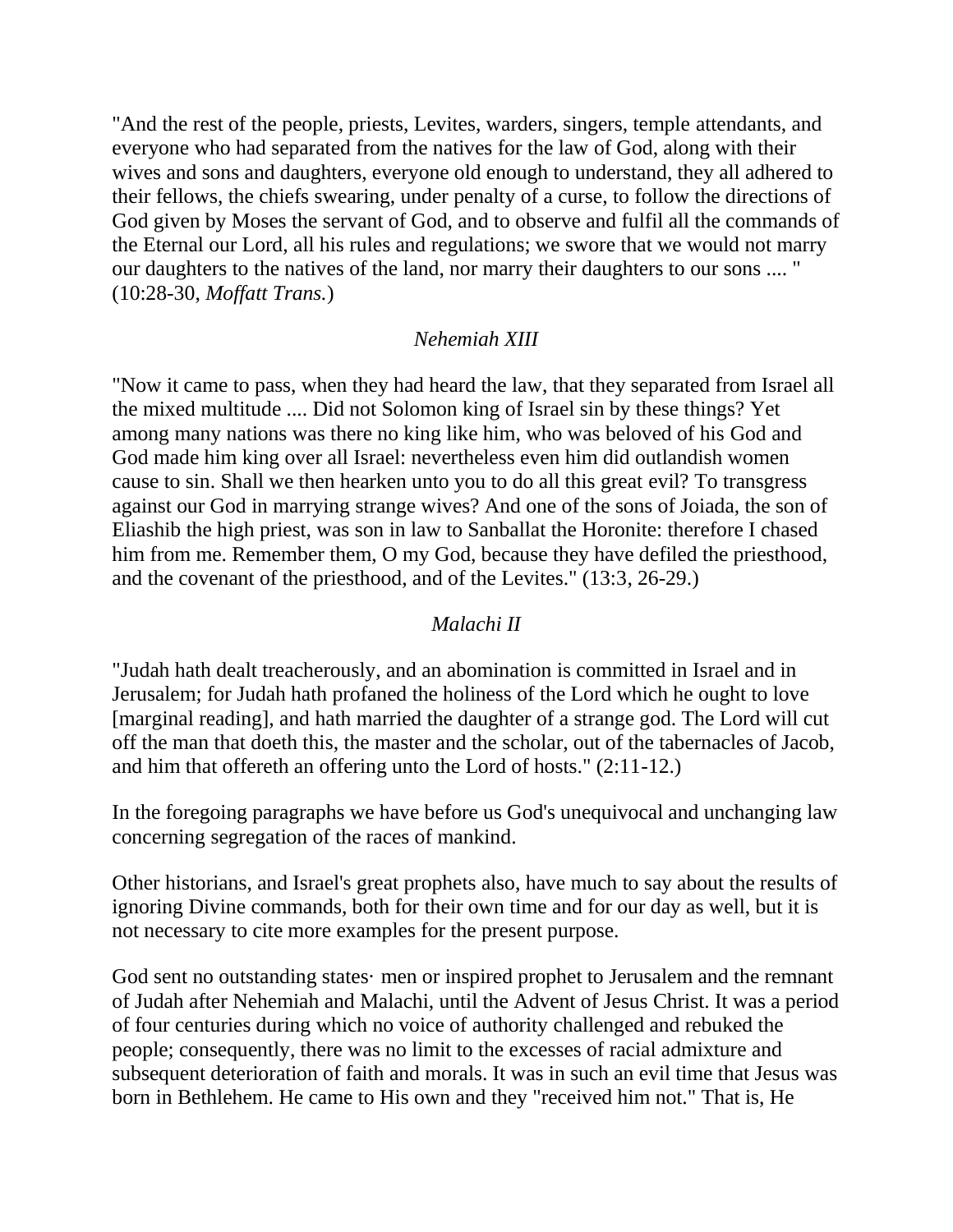"And the rest of the people, priests, Levites, warders, singers, temple attendants, and everyone who had separated from the natives for the law of God, along with their wives and sons and daughters, everyone old enough to understand, they all adhered to their fellows, the chiefs swearing, under penalty of a curse, to follow the directions of God given by Moses the servant of God, and to observe and fulfil all the commands of the Eternal our Lord, all his rules and regulations; we swore that we would not marry our daughters to the natives of the land, nor marry their daughters to our sons .... " (10:28-30, *Moffatt Trans.*)

*Nehemiah XIII*

"Now it came to pass, when they had heard the law, that they separated from Israel all the mixed multitude .... Did not Solomon king of Israel sin by these things? Yet among many nations was there no king like him, who was beloved of his God and God made him king over all Israel: nevertheless even him did outlandish women cause to sin. Shall we then hearken unto you to do all this great evil? To transgress against our God in marrying strange wives? And one of the sons of Joiada, the son of Eliashib the high priest, was son in law to Sanballat the Horonite: therefore I chased him from me. Remember them, O my God, because they have defiled the priesthood, and the covenant of the priesthood, and of the Levites." (13:3, 26-29.)

*Malachi II*

"Judah hath dealt treacherously, and an abomination is committed in Israel and in Jerusalem; for Judah hath profaned the holiness of the Lord which he ought to love [marginal reading], and hath married the daughter of a strange god. The Lord will cut off the man that doeth this, the master and the scholar, out of the tabernacles of Jacob, and him that offereth an offering unto the Lord of hosts." (2:11-12.)

In the foregoing paragraphs we have before us God's unequivocal and unchanging law concerning segregation of the races of mankind.

Other historians, and Israel's great prophets also, have much to say about the results of ignoring Divine commands, both for their own time and for our day as well, but it is not necessary to cite more examples for the present purpose.

God sent no outstanding states· men or inspired prophet to Jerusalem and the remnant of Judah after Nehemiah and Malachi, until the Advent of Jesus Christ. It was a period of four centuries during which no voice of authority challenged and rebuked the people; consequently, there was no limit to the excesses of racial admixture and subsequent deterioration of faith and morals. It was in such an evil time that Jesus was born in Bethlehem. He came to His own and they "received him not." That is, He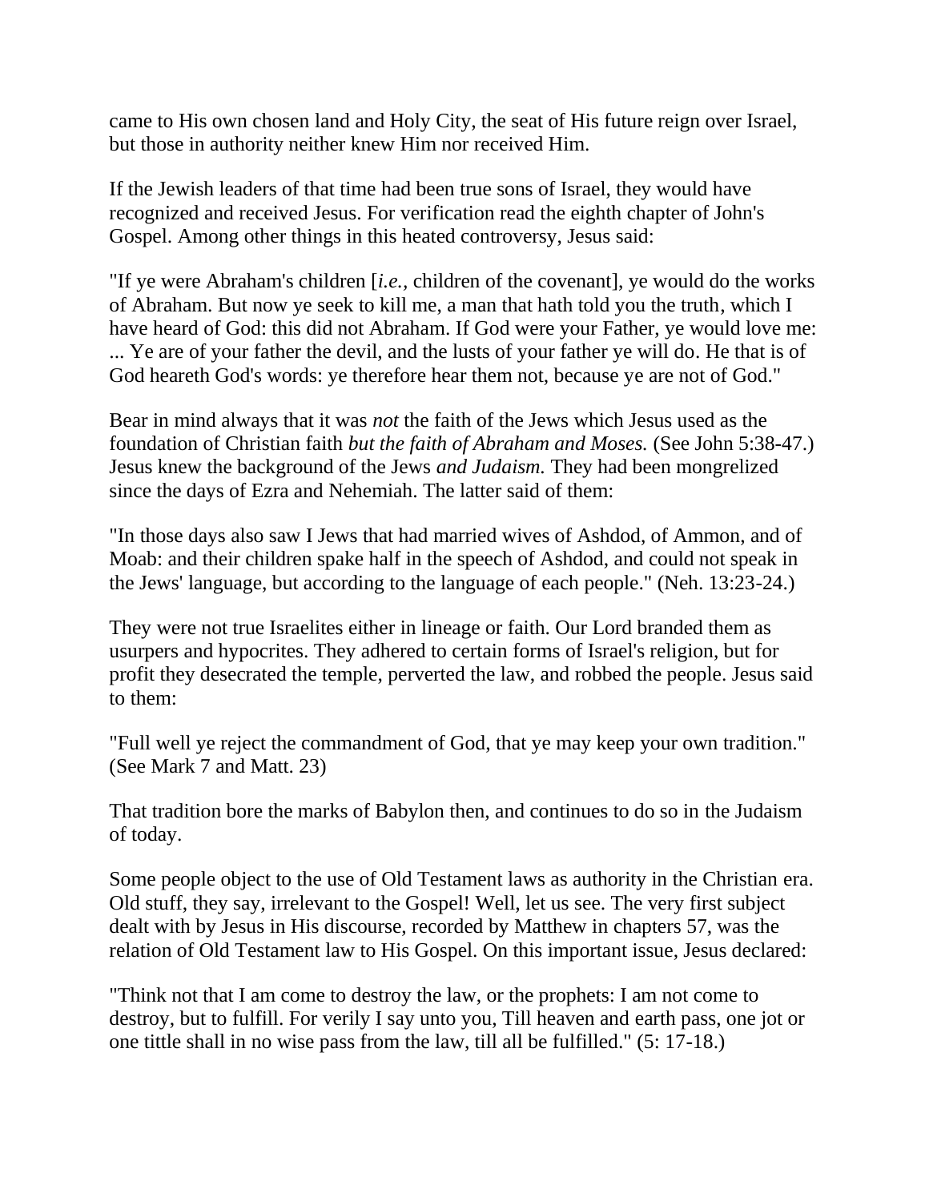came to His own chosen land and Holy City, the seat of His future reign over Israel, but those in authority neither knew Him nor received Him.

If the Jewish leaders of that time had been true sons of Israel, they would have recognized and received Jesus. For verification read the eighth chapter of John's Gospel. Among other things in this heated controversy, Jesus said:

"If ye were Abraham's children [*i.e.*, children of the covenant], ye would do the works of Abraham. But now ye seek to kill me, a man that hath told you the truth, which I have heard of God: this did not Abraham. If God were your Father, ye would love me: ... Ye are of your father the devil, and the lusts of your father ye will do. He that is of God heareth God's words: ye therefore hear them not, because ye are not of God."

Bear in mind always that it was *not* the faith of the Jews which Jesus used as the foundation of Christian faith *but the faith of Abraham and Moses.* (See John 5:38-47.) Jesus knew the background of the Jews *and Judaism.* They had been mongrelized since the days of Ezra and Nehemiah. The latter said of them:

"In those days also saw I Jews that had married wives of Ashdod, of Ammon, and of Moab: and their children spake half in the speech of Ashdod, and could not speak in the Jews' language, but according to the language of each people." (Neh. 13:23-24.)

They were not true Israelites either in lineage or faith. Our Lord branded them as usurpers and hypocrites. They adhered to certain forms of Israel's religion, but for profit they desecrated the temple, perverted the law, and robbed the people. Jesus said to them:

"Full well ye reject the commandment of God, that ye may keep your own tradition." (See Mark 7 and Matt. 23)

That tradition bore the marks of Babylon then, and continues to do so in the Judaism of today.

Some people object to the use of Old Testament laws as authority in the Christian era. Old stuff, they say, irrelevant to the Gospel! Well, let us see. The very first subject dealt with by Jesus in His discourse, recorded by Matthew in chapters 57, was the relation of Old Testament law to His Gospel. On this important issue, Jesus declared:

"Think not that I am come to destroy the law, or the prophets: I am not come to destroy, but to fulfill. For verily I say unto you, Till heaven and earth pass, one jot or one tittle shall in no wise pass from the law, till all be fulfilled." (5: 17-18.)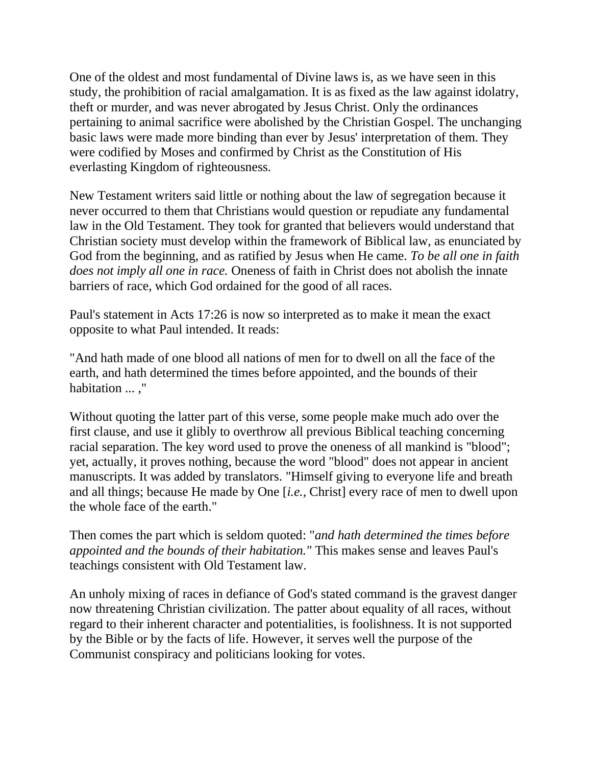One of the oldest and most fundamental of Divine laws is, as we have seen in this study, the prohibition of racial amalgamation. It is as fixed as the law against idolatry, theft or murder, and was never abrogated by Jesus Christ. Only the ordinances pertaining to animal sacrifice were abolished by the Christian Gospel. The unchanging basic laws were made more binding than ever by Jesus' interpretation of them. They were codified by Moses and confirmed by Christ as the Constitution of His everlasting Kingdom of righteousness.

New Testament writers said little or nothing about the law of segregation because it never occurred to them that Christians would question or repudiate any fundamental law in the Old Testament. They took for granted that believers would understand that Christian society must develop within the framework of Biblical law, as enunciated by God from the beginning, and as ratified by Jesus when He came. *To be all one in faith does not imply all one in race.* Oneness of faith in Christ does not abolish the innate barriers of race, which God ordained for the good of all races.

Paul's statement in Acts 17:26 is now so interpreted as to make it mean the exact opposite to what Paul intended. It reads:

"And hath made of one blood all nations of men for to dwell on all the face of the earth, and hath determined the times before appointed, and the bounds of their habitation ... ,"

Without quoting the latter part of this verse, some people make much ado over the first clause, and use it glibly to overthrow all previous Biblical teaching concerning racial separation. The key word used to prove the oneness of all mankind is "blood"; yet, actually, it proves nothing, because the word "blood" does not appear in ancient manuscripts. It was added by translators. "Himself giving to everyone life and breath and all things; because He made by One [*i.e.,* Christ] every race of men to dwell upon the whole face of the earth."

Then comes the part which is seldom quoted: "*and hath determined the times before appointed and the bounds of their habitation."* This makes sense and leaves Paul's teachings consistent with Old Testament law.

An unholy mixing of races in defiance of God's stated command is the gravest danger now threatening Christian civilization. The patter about equality of all races, without regard to their inherent character and potentialities, is foolishness. It is not supported by the Bible or by the facts of life. However, it serves well the purpose of the Communist conspiracy and politicians looking for votes.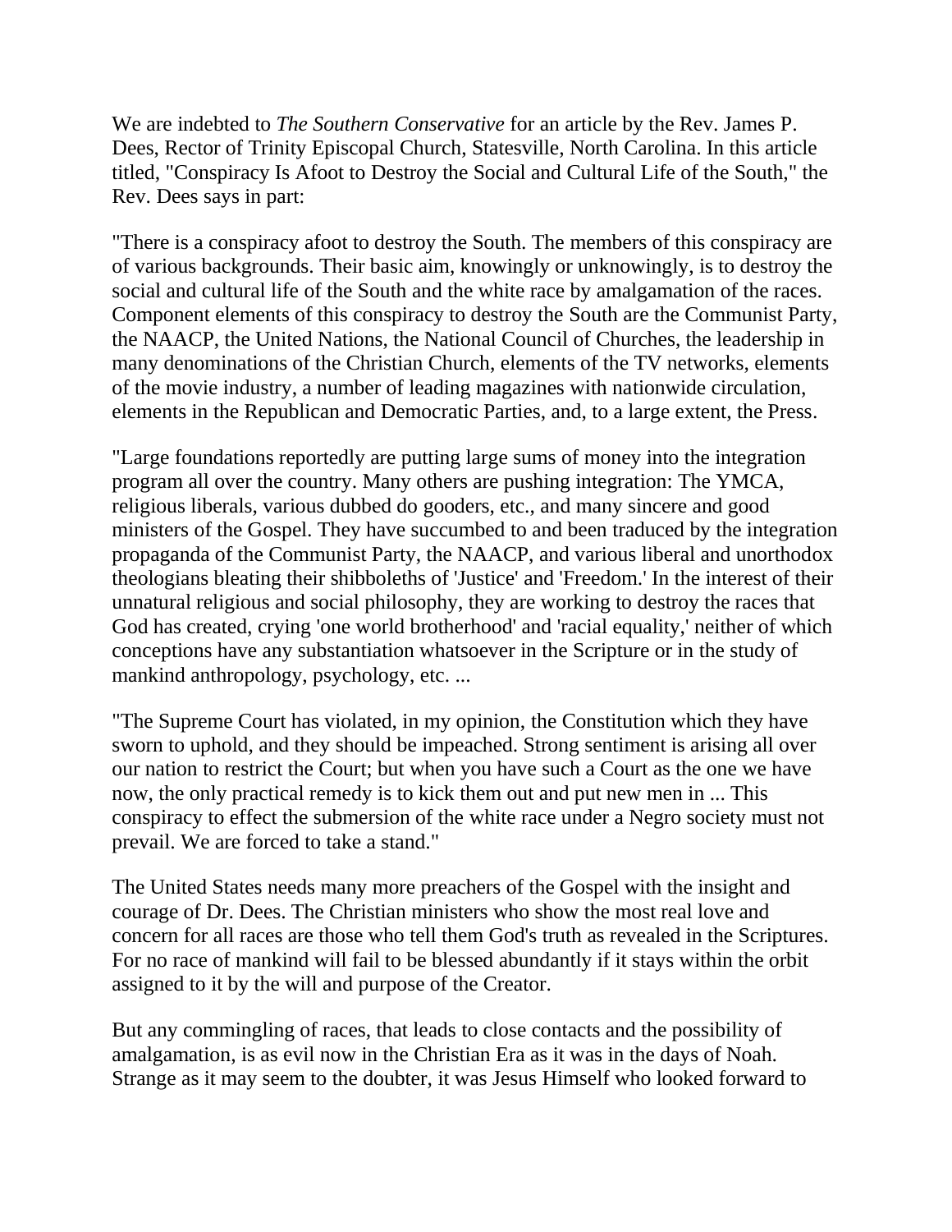We are indebted to *The Southern Conservative* for an article by the Rev. James P. Dees, Rector of Trinity Episcopal Church, Statesville, North Carolina. In this article titled, "Conspiracy Is Afoot to Destroy the Social and Cultural Life of the South," the Rev. Dees says in part:

"There is a conspiracy afoot to destroy the South. The members of this conspiracy are of various backgrounds. Their basic aim, knowingly or unknowingly, is to destroy the social and cultural life of the South and the white race by amalgamation of the races. Component elements of this conspiracy to destroy the South are the Communist Party, the NAACP, the United Nations, the National Council of Churches, the leadership in many denominations of the Christian Church, elements of the TV networks, elements of the movie industry, a number of leading magazines with nationwide circulation, elements in the Republican and Democratic Parties, and, to a large extent, the Press.

"Large foundations reportedly are putting large sums of money into the integration program all over the country. Many others are pushing integration: The YMCA, religious liberals, various dubbed do gooders, etc., and many sincere and good ministers of the Gospel. They have succumbed to and been traduced by the integration propaganda of the Communist Party, the NAACP, and various liberal and unorthodox theologians bleating their shibboleths of 'Justice' and 'Freedom.' In the interest of their unnatural religious and social philosophy, they are working to destroy the races that God has created, crying 'one world brotherhood' and 'racial equality,' neither of which conceptions have any substantiation whatsoever in the Scripture or in the study of mankind anthropology, psychology, etc. ...

"The Supreme Court has violated, in my opinion, the Constitution which they have sworn to uphold, and they should be impeached. Strong sentiment is arising all over our nation to restrict the Court; but when you have such a Court as the one we have now, the only practical remedy is to kick them out and put new men in ... This conspiracy to effect the submersion of the white race under a Negro society must not prevail. We are forced to take a stand."

The United States needs many more preachers of the Gospel with the insight and courage of Dr. Dees. The Christian ministers who show the most real love and concern for all races are those who tell them God's truth as revealed in the Scriptures. For no race of mankind will fail to be blessed abundantly if it stays within the orbit assigned to it by the will and purpose of the Creator.

But any commingling of races, that leads to close contacts and the possibility of amalgamation, is as evil now in the Christian Era as it was in the days of Noah. Strange as it may seem to the doubter, it was Jesus Himself who looked forward to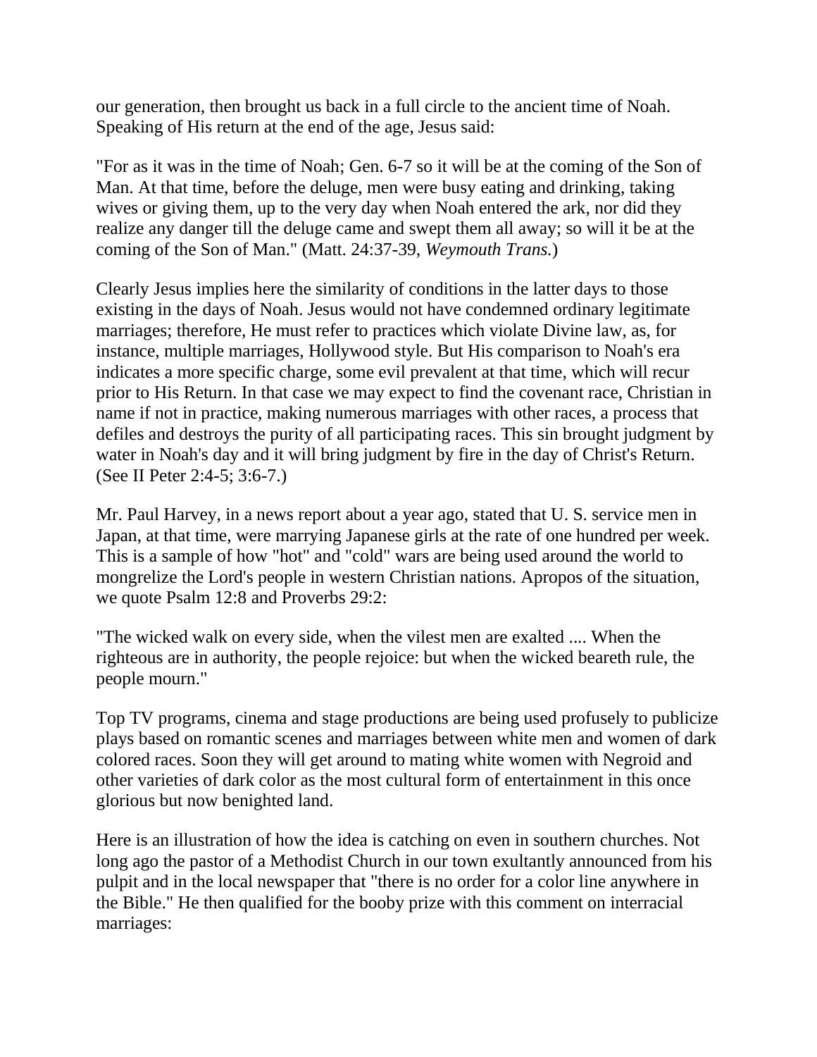our generation, then brought us back in a full circle to the ancient time of Noah. Speaking of His return at the end of the age, Jesus said:

"For as it was in the time of Noah; Gen. 6-7 so it will be at the coming of the Son of Man. At that time, before the deluge, men were busy eating and drinking, taking wives or giving them, up to the very day when Noah entered the ark, nor did they realize any danger till the deluge came and swept them all away; so will it be at the coming of the Son of Man." (Matt. 24:37-39, *Weymouth Trans.*)

Clearly Jesus implies here the similarity of conditions in the latter days to those existing in the days of Noah. Jesus would not have condemned ordinary legitimate marriages; therefore, He must refer to practices which violate Divine law, as, for instance, multiple marriages, Hollywood style. But His comparison to Noah's era indicates a more specific charge, some evil prevalent at that time, which will recur prior to His Return. In that case we may expect to find the covenant race, Christian in name if not in practice, making numerous marriages with other races, a process that defiles and destroys the purity of all participating races. This sin brought judgment by water in Noah's day and it will bring judgment by fire in the day of Christ's Return. (See II Peter 2:4-5; 3:6-7.)

Mr. Paul Harvey, in a news report about a year ago, stated that U. S. service men in Japan, at that time, were marrying Japanese girls at the rate of one hundred per week. This is a sample of how "hot" and "cold" wars are being used around the world to mongrelize the Lord's people in western Christian nations. Apropos of the situation, we quote Psalm 12:8 and Proverbs 29:2:

"The wicked walk on every side, when the vilest men are exalted .... When the righteous are in authority, the people rejoice: but when the wicked beareth rule, the people mourn."

Top TV programs, cinema and stage productions are being used profusely to publicize plays based on romantic scenes and marriages between white men and women of dark colored races. Soon they will get around to mating white women with Negroid and other varieties of dark color as the most cultural form of entertainment in this once glorious but now benighted land.

Here is an illustration of how the idea is catching on even in southern churches. Not long ago the pastor of a Methodist Church in our town exultantly announced from his pulpit and in the local newspaper that "there is no order for a color line anywhere in the Bible." He then qualified for the booby prize with this comment on interracial marriages: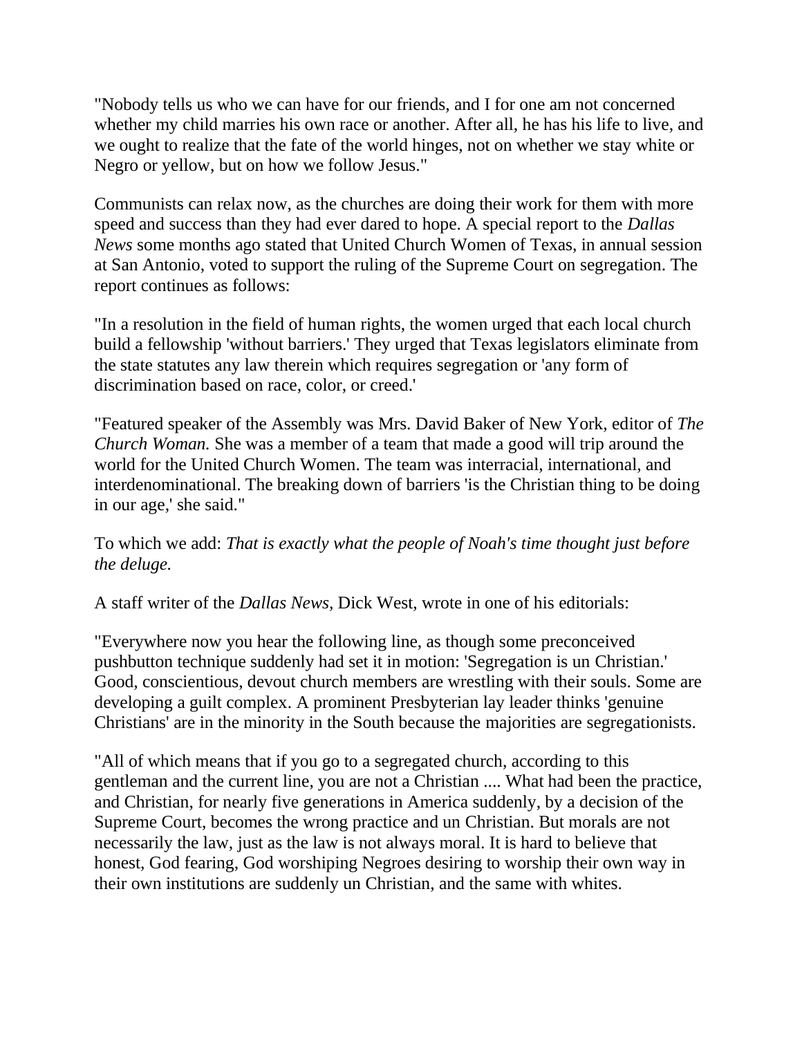"Nobody tells us who we can have for our friends, and I for one am not concerned whether my child marries his own race or another. After all, he has his life to live, and we ought to realize that the fate of the world hinges, not on whether we stay white or Negro or yellow, but on how we follow Jesus."

Communists can relax now, as the churches are doing their work for them with more speed and success than they had ever dared to hope. A special report to the *Dallas News* some months ago stated that United Church Women of Texas, in annual session at San Antonio, voted to support the ruling of the Supreme Court on segregation. The report continues as follows:

"In a resolution in the field of human rights, the women urged that each local church build a fellowship 'without barriers.' They urged that Texas legislators eliminate from the state statutes any law therein which requires segregation or 'any form of discrimination based on race, color, or creed.'

"Featured speaker of the Assembly was Mrs. David Baker of New York, editor of *The Church Woman.* She was a member of a team that made a good will trip around the world for the United Church Women. The team was interracial, international, and interdenominational. The breaking down of barriers 'is the Christian thing to be doing in our age,' she said."

To which we add: *That is exactly what the people of Noah's time thought just before the deluge.*

A staff writer of the *Dallas News,* Dick West, wrote in one of his editorials:

"Everywhere now you hear the following line, as though some preconceived pushbutton technique suddenly had set it in motion: 'Segregation is un Christian.' Good, conscientious, devout church members are wrestling with their souls. Some are developing a guilt complex. A prominent Presbyterian lay leader thinks 'genuine Christians' are in the minority in the South because the majorities are segregationists.

"All of which means that if you go to a segregated church, according to this gentleman and the current line, you are not a Christian .... What had been the practice, and Christian, for nearly five generations in America suddenly, by a decision of the Supreme Court, becomes the wrong practice and un Christian. But morals are not necessarily the law, just as the law is not always moral. It is hard to believe that honest, God fearing, God worshiping Negroes desiring to worship their own way in their own institutions are suddenly un Christian, and the same with whites.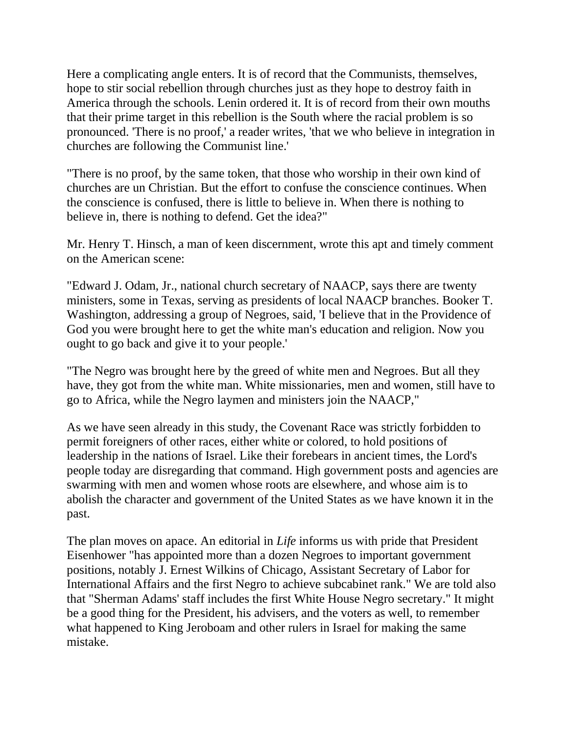Here a complicating angle enters. It is of record that the Communists, themselves, hope to stir social rebellion through churches just as they hope to destroy faith in America through the schools. Lenin ordered it. It is of record from their own mouths that their prime target in this rebellion is the South where the racial problem is so pronounced. 'There is no proof,' a reader writes, 'that we who believe in integration in churches are following the Communist line.'

"There is no proof, by the same token, that those who worship in their own kind of churches are un Christian. But the effort to confuse the conscience continues. When the conscience is confused, there is little to believe in. When there is nothing to believe in, there is nothing to defend. Get the idea?"

Mr. Henry T. Hinsch, a man of keen discernment, wrote this apt and timely comment on the American scene:

"Edward J. Odam, Jr., national church secretary of NAACP, says there are twenty ministers, some in Texas, serving as presidents of local NAACP branches. Booker T. Washington, addressing a group of Negroes, said, 'I believe that in the Providence of God you were brought here to get the white man's education and religion. Now you ought to go back and give it to your people.'

"The Negro was brought here by the greed of white men and Negroes. But all they have, they got from the white man. White missionaries, men and women, still have to go to Africa, while the Negro laymen and ministers join the NAACP,"

As we have seen already in this study, the Covenant Race was strictly forbidden to permit foreigners of other races, either white or colored, to hold positions of leadership in the nations of Israel. Like their forebears in ancient times, the Lord's people today are disregarding that command. High government posts and agencies are swarming with men and women whose roots are elsewhere, and whose aim is to abolish the character and government of the United States as we have known it in the past.

The plan moves on apace. An editorial in *Life* informs us with pride that President Eisenhower "has appointed more than a dozen Negroes to important government positions, notably J. Ernest Wilkins of Chicago, Assistant Secretary of Labor for International Affairs and the first Negro to achieve subcabinet rank." We are told also that "Sherman Adams' staff includes the first White House Negro secretary." It might be a good thing for the President, his advisers, and the voters as well, to remember what happened to King Jeroboam and other rulers in Israel for making the same mistake.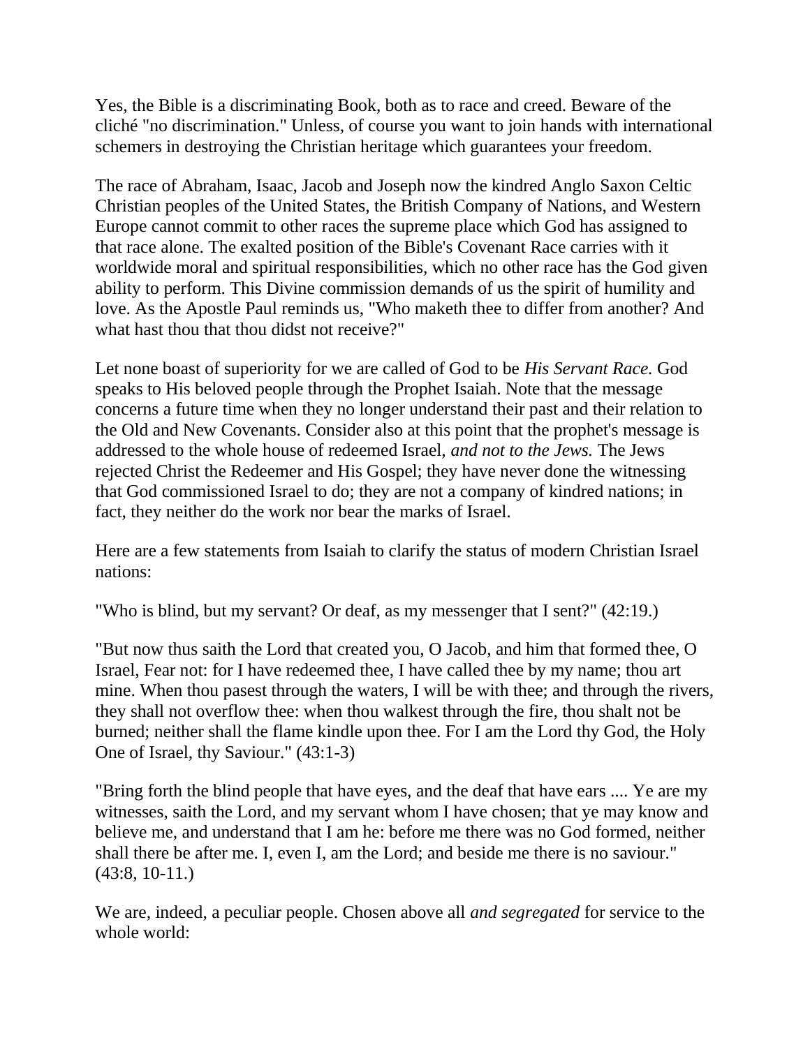Yes, the Bible is a discriminating Book, both as to race and creed. Beware of the cliché "no discrimination." Unless, of course you want to join hands with international schemers in destroying the Christian heritage which guarantees your freedom.

The race of Abraham, Isaac, Jacob and Joseph now the kindred Anglo Saxon Celtic Christian peoples of the United States, the British Company of Nations, and Western Europe cannot commit to other races the supreme place which God has assigned to that race alone. The exalted position of the Bible's Covenant Race carries with it worldwide moral and spiritual responsibilities, which no other race has the God given ability to perform. This Divine commission demands of us the spirit of humility and love. As the Apostle Paul reminds us, "Who maketh thee to differ from another? And what hast thou that thou didst not receive?"

Let none boast of superiority for we are called of God to be *His Servant Race.* God speaks to His beloved people through the Prophet Isaiah. Note that the message concerns a future time when they no longer understand their past and their relation to the Old and New Covenants. Consider also at this point that the prophet's message is addressed to the whole house of redeemed Israel, *and not to the Jews.* The Jews rejected Christ the Redeemer and His Gospel; they have never done the witnessing that God commissioned Israel to do; they are not a company of kindred nations; in fact, they neither do the work nor bear the marks of Israel.

Here are a few statements from Isaiah to clarify the status of modern Christian Israel nations:

"Who is blind, but my servant? Or deaf, as my messenger that I sent?" (42:19.)

"But now thus saith the Lord that created you, O Jacob, and him that formed thee, O Israel, Fear not: for I have redeemed thee, I have called thee by my name; thou art mine. When thou pasest through the waters, I will be with thee; and through the rivers, they shall not overflow thee: when thou walkest through the fire, thou shalt not be burned; neither shall the flame kindle upon thee. For I am the Lord thy God, the Holy One of Israel, thy Saviour." (43:1-3)

"Bring forth the blind people that have eyes, and the deaf that have ears .... Ye are my witnesses, saith the Lord, and my servant whom I have chosen; that ye may know and believe me, and understand that I am he: before me there was no God formed, neither shall there be after me. I, even I, am the Lord; and beside me there is no saviour." (43:8, 10-11.)

We are, indeed, a peculiar people. Chosen above all *and segregated* for service to the whole world: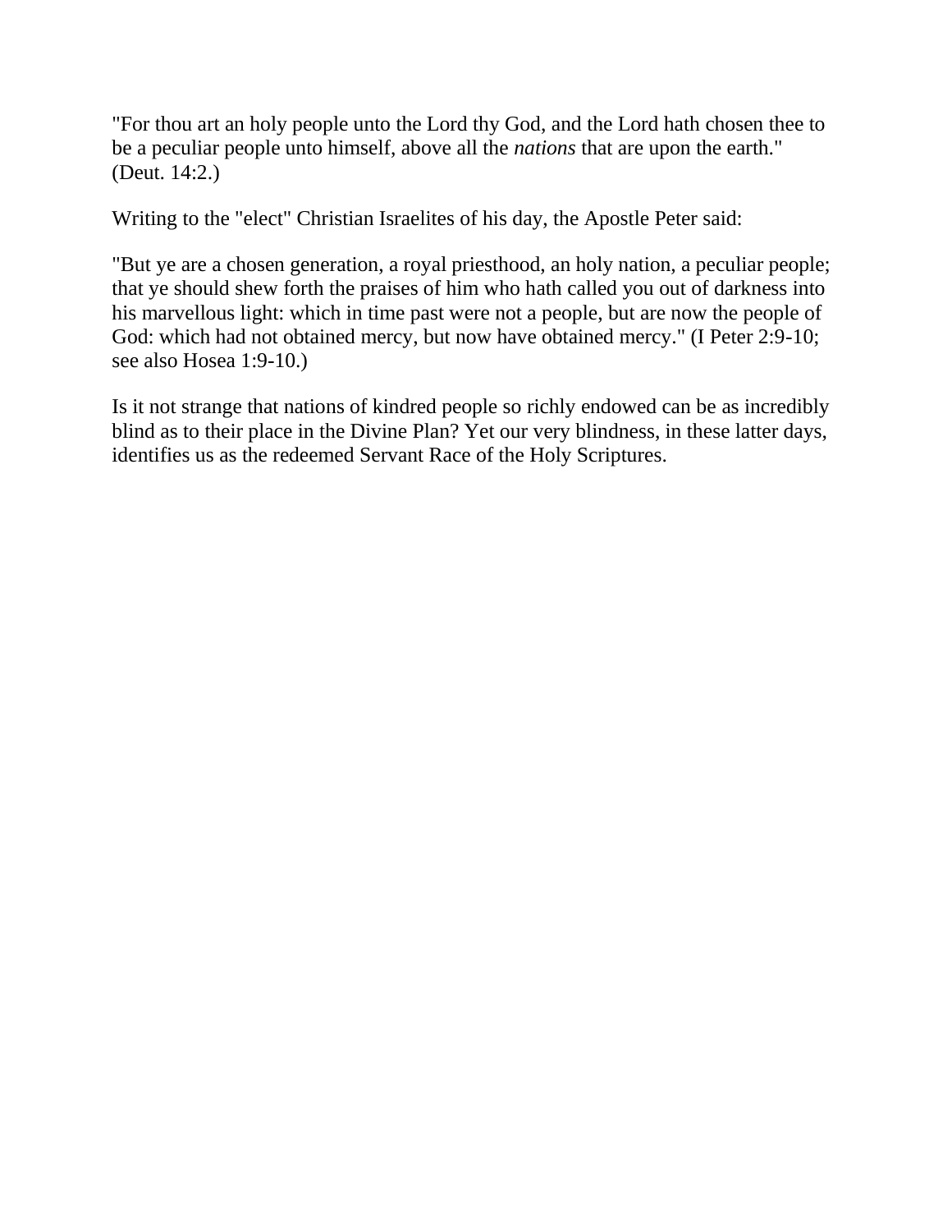"For thou art an holy people unto the Lord thy God, and the Lord hath chosen thee to be a peculiar people unto himself, above all the *nations* that are upon the earth." (Deut. 14:2.)

Writing to the "elect" Christian Israelites of his day, the Apostle Peter said:

"But ye are a chosen generation, a royal priesthood, an holy nation, a peculiar people; that ye should shew forth the praises of him who hath called you out of darkness into his marvellous light: which in time past were not a people, but are now the people of God: which had not obtained mercy, but now have obtained mercy." (I Peter 2:9-10; see also Hosea 1:9-10.)

Is it not strange that nations of kindred people so richly endowed can be as incredibly blind as to their place in the Divine Plan? Yet our very blindness, in these latter days, identifies us as the redeemed Servant Race of the Holy Scriptures.